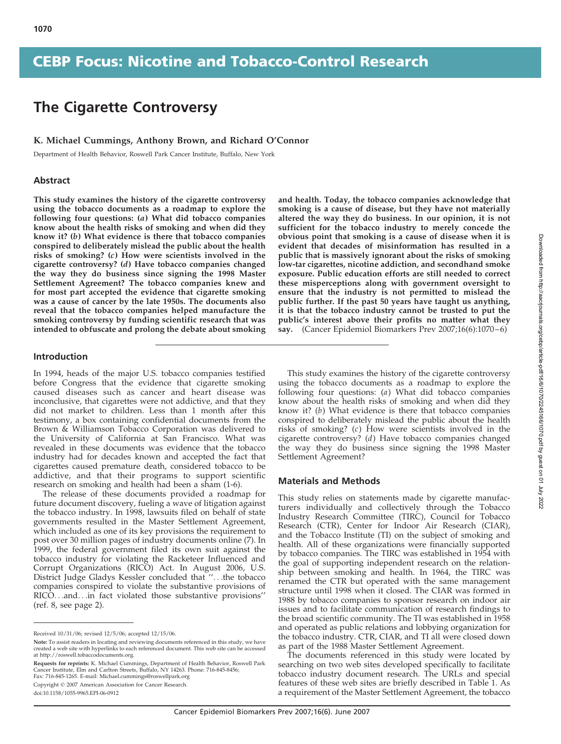# CEBP Focus: Nicotine and Tobacco-Control Research

# The Cigarette Controversy

**K. Michael Cummings, Anthony Brown, and Richard O'Connor**

Department of Health Behavior, Roswell Park Cancer Institute, Buffalo, New York

## Abstract

**This study examines the history of the cigarette controversy using the tobacco documents as a roadmap to explore the following four questions: (*a*) What did tobacco companies know about the health risks of smoking and when did they know it? (*b*) What evidence is there that tobacco companies conspired to deliberately mislead the public about the health risks of smoking? (*c*) How were scientists involved in the cigarette controversy? (*d*) Have tobacco companies changed the way they do business since signing the 1998 Master Settlement Agreement? The tobacco companies knew and for most part accepted the evidence that cigarette smoking was a cause of cancer by the late 1950s. The documents also reveal that the tobacco companies helped manufacture the smoking controversy by funding scientific research that was intended to obfuscate and prolong the debate about smoking and health. Today, the tobacco companies acknowledge that smoking is a cause of disease, but they have not materially altered the way they do business. In our opinion, it is not sufficient for the tobacco industry to merely concede the obvious point that smoking is a cause of disease when it is evident that decades of misinformation has resulted in a public that is massively ignorant about the risks of smoking low-tar cigarettes, nicotine addiction, and secondhand smoke exposure. Public education efforts are still needed to correct these misperceptions along with government oversight to ensure that the industry is not permitted to mislead the public further. If the past 50 years have taught us anything, it is that the tobacco industry cannot be trusted to put the public's interest above their profits no matter what they say.** (Cancer Epidemiol Biomarkers Prev 2007;16(6):1070–6)

## Introduction

In 1994, heads of the major U.S. tobacco companies testified before Congress that the evidence that cigarette smoking caused diseases such as cancer and heart disease was inconclusive, that cigarettes were not addictive, and that they did not market to children. Less than 1 month after this testimony, a box containing confidential documents from the Brown & Williamson Tobacco Corporation was delivered to the University of California at San Francisco. What was revealed in these documents was evidence that the tobacco industry had for decades known and accepted the fact that cigarettes caused premature death, considered tobacco to be addictive, and that their programs to support scientific research on smoking and health had been a sham (1-6).

The release of these documents provided a roadmap for future document discovery, fueling a wave of litigation against the tobacco industry. In 1998, lawsuits filed on behalf of state governments resulted in the Master Settlement Agreement, which included as one of its key provisions the requirement to post over 30 million pages of industry documents online (7). In 1999, the federal government filed its own suit against the tobacco industry for violating the Racketeer Influenced and Corrupt Organizations (RICO) Act. In August 2006, U.S. District Judge Gladys Kessler concluded that "...the tobacco companies conspired to violate the substantive provisions of RICO...and...in fact violated those substantive provisions" (ref. 8, see page 2).

This study examines the history of the cigarette controversy using the tobacco documents as a roadmap to explore the following four questions: (*a*) What did tobacco companies know about the health risks of smoking and when did they know it? (*b*) What evidence is there that tobacco companies conspired to deliberately mislead the public about the health risks of smoking? (*c*) How were scientists involved in the cigarette controversy? (*d*) Have tobacco companies changed the way they do business since signing the 1998 Master Settlement Agreement?

## Materials and Methods

This study relies on statements made by cigarette manufacturers individually and collectively through the Tobacco Industry Research Committee (TIRC), Council for Tobacco Research (CTR), Center for Indoor Air Research (CIAR), and the Tobacco Institute (TI) on the subject of smoking and health. All of these organizations were financially supported by tobacco companies. The TIRC was established in 1954 with the goal of supporting independent research on the relationship between smoking and health. In 1964, the TIRC was renamed the CTR but operated with the same management structure until 1998 when it closed. The CIAR was formed in 1988 by tobacco companies to sponsor research on indoor air issues and to facilitate communication of research findings to the broad scientific community. The TI was established in 1958 and operated as public relations and lobbying organization for the tobacco industry. CTR, CIAR, and TI all were closed down as part of the 1988 Master Settlement Agreement.

The documents referenced in this study were located by searching on two web sites developed specifically to facilitate tobacco industry document research. The URLs and special features of these web sites are briefly described in Table 1. As a requirement of the Master Settlement Agreement, the tobacco

---

Received 10/31/06; revised 12/5/06; accepted 12/15/06.

**Note:** To assist readers in locating and reviewing documents referenced in this study, we have created a web site with hyperlinks to each referenced document. This web site can be accessed at http://roswell.tobaccodocuments.org.

**Requests for reprints:** K. Michael Cummings, Department of Health Behavior, Roswell Park Cancer Institute, Elm and Carlton Streets, Buffalo, NY 14263. Phone: 716-845-8456; Fax: 716-845-1265. E-mail: Michael.cummings@roswellpark.org

Copyright © 2007 American Association for Cancer Research.

doi:10.1158/1055-9965.EPI-06-0912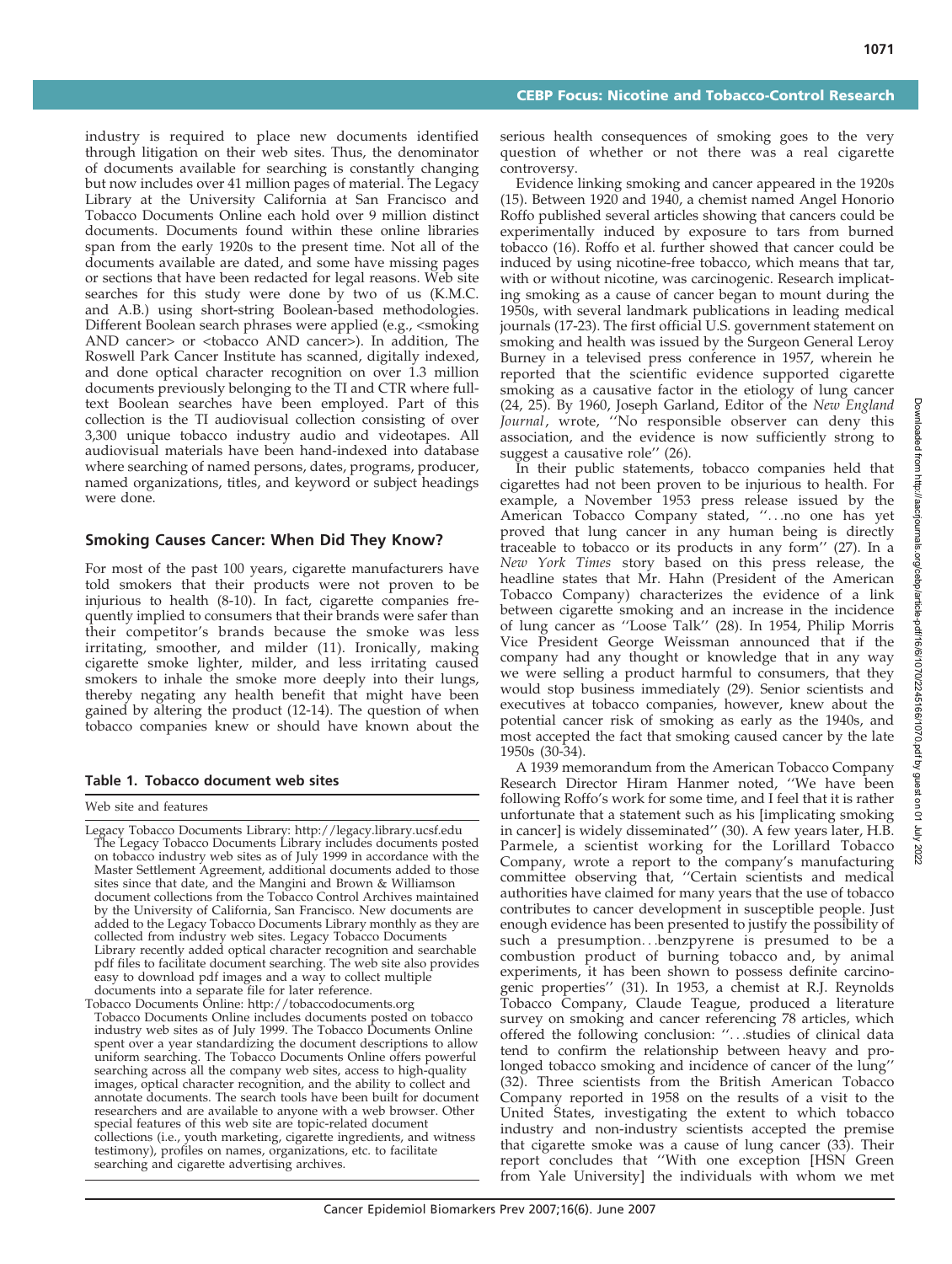industry is required to place new documents identified through litigation on their web sites. Thus, the denominator of documents available for searching is constantly changing but now includes over 41 million pages of material. The Legacy Library at the University California at San Francisco and Tobacco Documents Online each hold over 9 million distinct documents. Documents found within these online libraries span from the early 1920s to the present time. Not all of the documents available are dated, and some have missing pages or sections that have been redacted for legal reasons. Web site searches for this study were done by two of us (K.M.C. and A.B.) using short-string Boolean-based methodologies. Different Boolean search phrases were applied (e.g., <smoking AND cancer> or <tobacco AND cancer>). In addition, The Roswell Park Cancer Institute has scanned, digitally indexed, and done optical character recognition on over 1.3 million documents previously belonging to the TI and CTR where full-text Boolean searches have been employed. Part of this collection is the TI audiovisual collection consisting of over 3,300 unique tobacco industry audio and videotapes. All audiovisual materials have been hand-indexed into database where searching of named persons, dates, programs, producer, named organizations, titles, and keyword or subject headings were done.

## Smoking Causes Cancer: When Did They Know?

For most of the past 100 years, cigarette manufacturers have told smokers that their products were not proven to be injurious to health (8-10). In fact, cigarette companies frequently implied to consumers that their brands were safer than their competitor's brands because the smoke was less irritating, smoother, and milder (11). Ironically, making cigarette smoke lighter, milder, and less irritating caused smokers to inhale the smoke more deeply into their lungs, thereby negating any health benefit that might have been gained by altering the product (12-14). The question of when tobacco companies knew or should have known about the serious health consequences of smoking goes to the very question of whether or not there was a real cigarette controversy.

**Table 1. Tobacco document web sites**

| Web site and features |
|---|
| Legacy Tobacco Documents Library: http://legacy.library.ucsf.edu The Legacy Tobacco Documents Library includes documents posted on tobacco industry web sites as of July 1999 in accordance with the Master Settlement Agreement, additional documents added to those sites since that date, and the Mangini and Brown & Williamson document collections from the Tobacco Control Archives maintained by the University of California, San Francisco. New documents are added to the Legacy Tobacco Documents Library monthly as they are collected from industry web sites. Legacy Tobacco Documents Library recently added optical character recognition and searchable pdf files to facilitate document searching. The web site also provides easy to download pdf images and a way to collect multiple documents into a separate file for later reference. |
| Tobacco Documents Online: http://tobaccodocuments.org Tobacco Documents Online includes documents posted on tobacco industry web sites as of July 1999. The Tobacco Documents Online spent over a year standardizing the document descriptions to allow uniform searching. The Tobacco Documents Online offers powerful searching across all the company web sites, access to high-quality images, optical character recognition, and the ability to collect and annotate documents. The search tools have been built for document researchers and are available to anyone with a web browser. Other special features of this web site are topic-related document collections (i.e., youth marketing, cigarette ingredients, and witness testimony), profiles on names, organizations, etc. to facilitate searching and cigarette advertising archives. |

Evidence linking smoking and cancer appeared in the 1920s (15). Between 1920 and 1940, a chemist named Angel Honorio Roffo published several articles showing that cancers could be experimentally induced by exposure to tars from burned tobacco (16). Roffo et al. further showed that cancer could be induced by using nicotine-free tobacco, which means that tar, with or without nicotine, was carcinogenic. Research implicating smoking as a cause of cancer began to mount during the 1950s, with several landmark publications in leading medical journals (17-23). The first official U.S. government statement on smoking and health was issued by the Surgeon General Leroy Burney in a televised press conference in 1957, wherein he reported that the scientific evidence supported cigarette smoking as a causative factor in the etiology of lung cancer (24, 25). By 1960, Joseph Garland, Editor of the *New England Journal*, wrote, ''No responsible observer can deny this association, and the evidence is now sufficiently strong to suggest a causative role'' (26).

In their public statements, tobacco companies held that cigarettes had not been proven to be injurious to health. For example, a November 1953 press release issued by the American Tobacco Company stated, ''...no one has yet proved that lung cancer in any human being is directly traceable to tobacco or its products in any form'' (27). In a *New York Times* story based on this press release, the headline states that Mr. Hahn (President of the American Tobacco Company) characterizes the evidence of a link between cigarette smoking and an increase in the incidence of lung cancer as ''Loose Talk'' (28). In 1954, Philip Morris Vice President George Weissman announced that if the company had any thought or knowledge that in any way we were selling a product harmful to consumers, that they would stop business immediately (29). Senior scientists and executives at tobacco companies, however, knew about the potential cancer risk of smoking as early as the 1940s, and most accepted the fact that smoking caused cancer by the late 1950s (30-34).

A 1939 memorandum from the American Tobacco Company Research Director Hiram Hanmer noted, ''We have been following Roffo's work for some time, and I feel that it is rather unfortunate that a statement such as his [implicating smoking in cancer] is widely disseminated'' (30). A few years later, H.B. Parmele, a scientist working for the Lorillard Tobacco Company, wrote a report to the company's manufacturing committee observing that, ''Certain scientists and medical authorities have claimed for many years that the use of tobacco contributes to cancer development in susceptible people. Just enough evidence has been presented to justify the possibility of such a presumption...benzpyrene is presumed to be a combustion product of burning tobacco and, by animal experiments, it has been shown to possess definite carcinogenic properties'' (31). In 1953, a chemist at R.J. Reynolds Tobacco Company, Claude Teague, produced a literature survey on smoking and cancer referencing 78 articles, which offered the following conclusion: ''...studies of clinical data tend to confirm the relationship between heavy and prolonged tobacco smoking and incidence of cancer of the lung'' (32). Three scientists from the British American Tobacco Company reported in 1958 on the results of a visit to the United States, investigating the extent to which tobacco industry and non-industry scientists accepted the premise that cigarette smoke was a cause of lung cancer (33). Their report concludes that ''With one exception [HSN Green from Yale University] the individuals with whom we met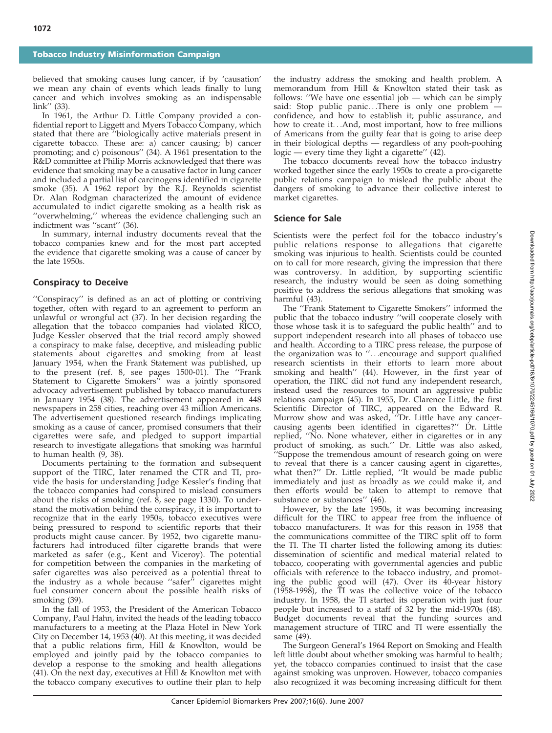believed that smoking causes lung cancer, if by 'causation' we mean any chain of events which leads finally to lung cancer and which involves smoking as an indispensable link'' (33).

In 1961, the Arthur D. Little Company provided a confidential report to Liggett and Myers Tobacco Company, which stated that there are ''biologically active materials present in cigarette tobacco. These are: a) cancer causing; b) cancer promoting; and c) poisonous'' (34). A 1961 presentation to the R&D committee at Philip Morris acknowledged that there was evidence that smoking may be a causative factor in lung cancer and included a partial list of carcinogens identified in cigarette smoke (35). A 1962 report by the R.J. Reynolds scientist Dr. Alan Rodgman characterized the amount of evidence accumulated to indict cigarette smoking as a health risk as ''overwhelming,'' whereas the evidence challenging such an indictment was ''scant'' (36).

In summary, internal industry documents reveal that the tobacco companies knew and for the most part accepted the evidence that cigarette smoking was a cause of cancer by the late 1950s.

## Conspiracy to Deceive

''Conspiracy'' is defined as an act of plotting or contriving together, often with regard to an agreement to perform an unlawful or wrongful act (37). In her decision regarding the allegation that the tobacco companies had violated RICO, Judge Kessler observed that the trial record amply showed a conspiracy to make false, deceptive, and misleading public statements about cigarettes and smoking from at least January 1954, when the Frank Statement was published, up to the present (ref. 8, see pages 1500-01). The ''Frank Statement to Cigarette Smokers'' was a jointly sponsored advocacy advertisement published by tobacco manufacturers in January 1954 (38). The advertisement appeared in 448 newspapers in 258 cities, reaching over 43 million Americans. The advertisement questioned research findings implicating smoking as a cause of cancer, promised consumers that their cigarettes were safe, and pledged to support impartial research to investigate allegations that smoking was harmful to human health (9, 38).

Documents pertaining to the formation and subsequent support of the TIRC, later renamed the CTR and TI, provide the basis for understanding Judge Kessler's finding that the tobacco companies had conspired to mislead consumers about the risks of smoking (ref. 8, see page 1330). To understand the motivation behind the conspiracy, it is important to recognize that in the early 1950s, tobacco executives were being pressured to respond to scientific reports that their products might cause cancer. By 1952, two cigarette manufacturers had introduced filter cigarette brands that were marketed as safer (e.g., Kent and Viceroy). The potential for competition between the companies in the marketing of safer cigarettes was also perceived as a potential threat to the industry as a whole because ''safer'' cigarettes might fuel consumer concern about the possible health risks of smoking (39).

In the fall of 1953, the President of the American Tobacco Company, Paul Hahn, invited the heads of the leading tobacco manufacturers to a meeting at the Plaza Hotel in New York City on December 14, 1953 (40). At this meeting, it was decided that a public relations firm, Hill & Knowlton, would be employed and jointly paid by the tobacco companies to develop a response to the smoking and health allegations (41). On the next day, executives at Hill & Knowlton met with the tobacco company executives to outline their plan to help the industry address the smoking and health problem. A memorandum from Hill & Knowlton stated their task as follows: ''We have one essential job — which can be simply said: Stop public panic…There is only one problem — confidence, and how to establish it; public assurance, and how to create it…And, most important, how to free millions of Americans from the guilty fear that is going to arise deep in their biological depths — regardless of any pooh-poohing logic — every time they light a cigarette'' (42).

The tobacco documents reveal how the tobacco industry worked together since the early 1950s to create a pro-cigarette public relations campaign to mislead the public about the dangers of smoking to advance their collective interest to market cigarettes.

## Science for Sale

Scientists were the perfect foil for the tobacco industry's public relations response to allegations that cigarette smoking was injurious to health. Scientists could be counted on to call for more research, giving the impression that there was controversy. In addition, by supporting scientific research, the industry would be seen as doing something positive to address the serious allegations that smoking was harmful (43).

The ''Frank Statement to Cigarette Smokers'' informed the public that the tobacco industry ''will cooperate closely with those whose task it is to safeguard the public health'' and to support independent research into all phases of tobacco use and health. According to a TIRC press release, the purpose of the organization was to ''…encourage and support qualified research scientists in their efforts to learn more about smoking and health'' (44). However, in the first year of operation, the TIRC did not fund any independent research, instead used the resources to mount an aggressive public relations campaign (45). In 1955, Dr. Clarence Little, the first Scientific Director of TIRC, appeared on the Edward R. Murrow show and was asked, ''Dr. Little have any cancer-causing agents been identified in cigarettes?'' Dr. Little replied, ''No. None whatever, either in cigarettes or in any product of smoking, as such.'' Dr. Little was also asked, ''Suppose the tremendous amount of research going on were to reveal that there is a cancer causing agent in cigarettes, what then?'' Dr. Little replied, ''It would be made public immediately and just as broadly as we could make it, and then efforts would be taken to attempt to remove that substance or substances'' (46).

However, by the late 1950s, it was becoming increasing difficult for the TIRC to appear free from the influence of tobacco manufacturers. It was for this reason in 1958 that the communications committee of the TIRC split off to form the TI. The TI charter listed the following among its duties: dissemination of scientific and medical material related to tobacco, cooperating with governmental agencies and public officials with reference to the tobacco industry, and promoting the public good will (47). Over its 40-year history (1958-1998), the TI was the collective voice of the tobacco industry. In 1958, the TI started its operation with just four people but increased to a staff of 32 by the mid-1970s (48). Budget documents reveal that the funding sources and management structure of TIRC and TI were essentially the same (49).

The Surgeon General's 1964 Report on Smoking and Health left little doubt about whether smoking was harmful to health; yet, the tobacco companies continued to insist that the case against smoking was unproven. However, tobacco companies also recognized it was becoming increasing difficult for them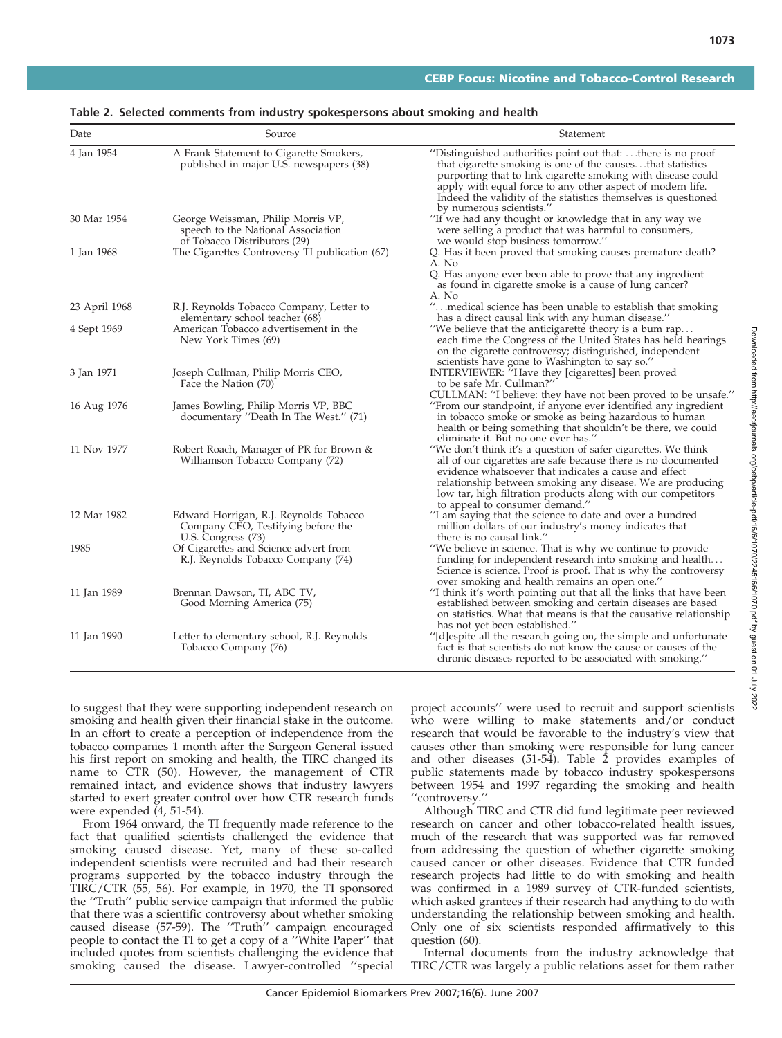**Table 2. Selected comments from industry spokespersons about smoking and health**

| Date | Source | Statement |
|---|---|---|
| 4 Jan 1954 | A Frank Statement to Cigarette Smokers, published in major U.S. newspapers (38) | ''Distinguished authorities point out that: …there is no proof that cigarette smoking is one of the causes…that statistics purporting that to link cigarette smoking with disease could apply with equal force to any other aspect of modern life. Indeed the validity of the statistics themselves is questioned by numerous scientists.'' |
| 30 Mar 1954 | George Weissman, Philip Morris VP, speech to the National Association of Tobacco Distributors (29) | ''If we had any thought or knowledge that in any way we were selling a product that was harmful to consumers, we would stop business tomorrow.'' |
| 1 Jan 1968 | The Cigarettes Controversy TI publication (67) | Q. Has it been proved that smoking causes premature death? A. No Q. Has anyone ever been able to prove that any ingredient as found in cigarette smoke is a cause of lung cancer? A. No |
| 23 April 1968 | R.J. Reynolds Tobacco Company, Letter to elementary school teacher (68) | ''…medical science has been unable to establish that smoking has a direct causal link with any human disease.'' |
| 4 Sept 1969 | American Tobacco advertisement in the New York Times (69) | ''We believe that the anticigarette theory is a bum rap… each time the Congress of the United States has held hearings on the cigarette controversy; distinguished, independent scientists have gone to Washington to say so.'' |
| 3 Jan 1971 | Joseph Cullman, Philip Morris CEO, Face the Nation (70) | INTERVIEWER: ''Have they [cigarettes] been proved to be safe Mr. Cullman?'' CULLMAN: ''I believe: they have not been proved to be unsafe.'' |
| 16 Aug 1976 | James Bowling, Philip Morris VP, BBC documentary ''Death In The West.'' (71) | ''From our standpoint, if anyone ever identified any ingredient in tobacco smoke or smoke as being hazardous to human health or being something that shouldn't be there, we could eliminate it. But no one ever has.'' |
| 11 Nov 1977 | Robert Roach, Manager of PR for Brown & Williamson Tobacco Company (72) | ''We don't think it's a question of safer cigarettes. We think all of our cigarettes are safe because there is no documented evidence whatsoever that indicates a cause and effect relationship between smoking any disease. We are producing low tar, high filtration products along with our competitors to appeal to consumer demand.'' |
| 12 Mar 1982 | Edward Horrigan, R.J. Reynolds Tobacco Company CEO, Testifying before the U.S. Congress (73) | ''I am saying that the science to date and over a hundred million dollars of our industry's money indicates that there is no causal link.'' |
| 1985 | Of Cigarettes and Science advert from R.J. Reynolds Tobacco Company (74) | ''We believe in science. That is why we continue to provide funding for independent research into smoking and health… Science is science. Proof is proof. That is why the controversy over smoking and health remains an open one.'' |
| 11 Jan 1989 | Brennan Dawson, TI, ABC TV, Good Morning America (75) | ''I think it's worth pointing out that all the links that have been established between smoking and certain diseases are based on statistics. What that means is that the causative relationship has not yet been established.'' |
| 11 Jan 1990 | Letter to elementary school, R.J. Reynolds Tobacco Company (76) | ''[d]espite all the research going on, the simple and unfortunate fact is that scientists do not know the cause or causes of the chronic diseases reported to be associated with smoking.'' |

to suggest that they were supporting independent research on smoking and health given their financial stake in the outcome. In an effort to create a perception of independence from the tobacco companies 1 month after the Surgeon General issued his first report on smoking and health, the TIRC changed its name to CTR (50). However, the management of CTR remained intact, and evidence shows that industry lawyers started to exert greater control over how CTR research funds were expended (4, 51-54).

From 1964 onward, the TI frequently made reference to the fact that qualified scientists challenged the evidence that smoking caused disease. Yet, many of these so-called independent scientists were recruited and had their research programs supported by the tobacco industry through the TIRC/CTR (55, 56). For example, in 1970, the TI sponsored the ''Truth'' public service campaign that informed the public that there was a scientific controversy about whether smoking caused disease (57-59). The ''Truth'' campaign encouraged people to contact the TI to get a copy of a ''White Paper'' that included quotes from scientists challenging the evidence that smoking caused the disease. Lawyer-controlled ''special project accounts'' were used to recruit and support scientists who were willing to make statements and/or conduct research that would be favorable to the industry's view that causes other than smoking were responsible for lung cancer and other diseases (51-54). Table 2 provides examples of public statements made by tobacco industry spokespersons between 1954 and 1997 regarding the smoking and health ''controversy.''

Although TIRC and CTR did fund legitimate peer reviewed research on cancer and other tobacco-related health issues, much of the research that was supported was far removed from addressing the question of whether cigarette smoking caused cancer or other diseases. Evidence that CTR funded research projects had little to do with smoking and health was confirmed in a 1989 survey of CTR-funded scientists, which asked grantees if their research had anything to do with understanding the relationship between smoking and health. Only one of six scientists responded affirmatively to this question (60).

Internal documents from the industry acknowledge that TIRC/CTR was largely a public relations asset for them rather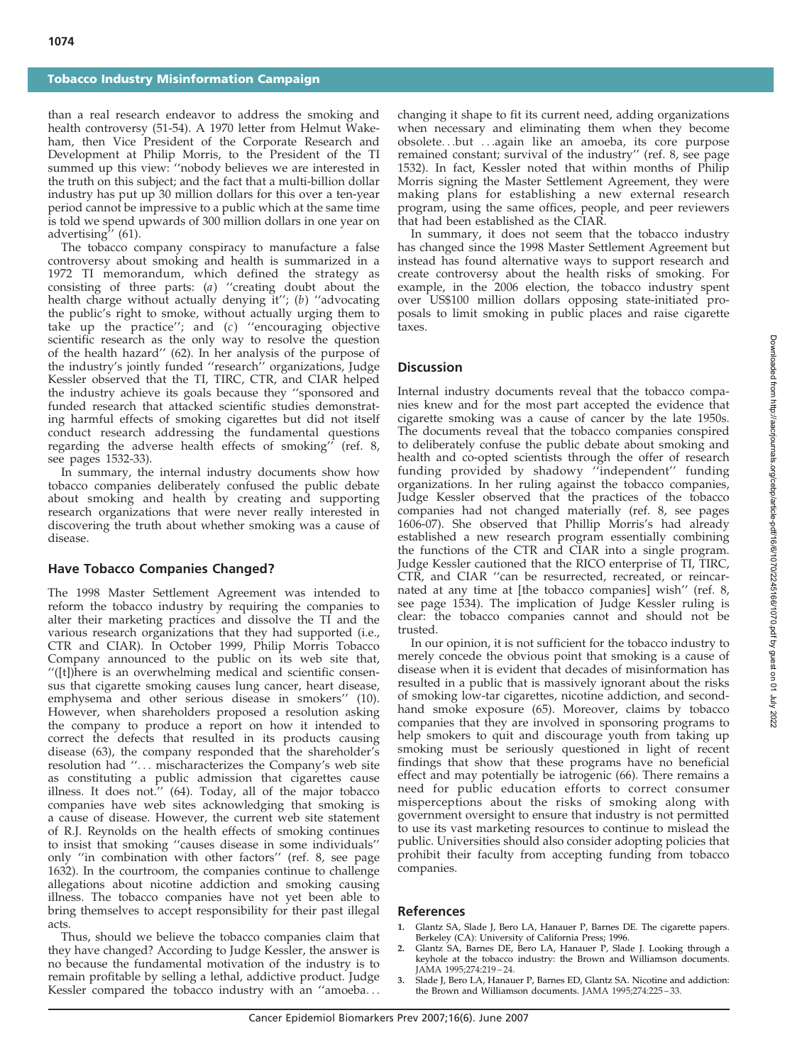than a real research endeavor to address the smoking and health controversy (51-54). A 1970 letter from Helmut Wakeham, then Vice President of the Corporate Research and Development at Philip Morris, to the President of the TI summed up this view: ''nobody believes we are interested in the truth on this subject; and the fact that a multi-billion dollar industry has put up 30 million dollars for this over a ten-year period cannot be impressive to a public which at the same time is told we spend upwards of 300 million dollars in one year on advertising'' (61).

The tobacco company conspiracy to manufacture a false controversy about smoking and health is summarized in a 1972 TI memorandum, which defined the strategy as consisting of three parts: (*a*) ''creating doubt about the health charge without actually denying it''; (*b*) ''advocating the public's right to smoke, without actually urging them to take up the practice''; and (*c*) ''encouraging objective scientific research as the only way to resolve the question of the health hazard'' (62). In her analysis of the purpose of the industry's jointly funded ''research'' organizations, Judge Kessler observed that the TI, TIRC, CTR, and CIAR helped the industry achieve its goals because they ''sponsored and funded research that attacked scientific studies demonstrating harmful effects of smoking cigarettes but did not itself conduct research addressing the fundamental questions regarding the adverse health effects of smoking'' (ref. 8, see pages 1532-33).

In summary, the internal industry documents show how tobacco companies deliberately confused the public debate about smoking and health by creating and supporting research organizations that were never really interested in discovering the truth about whether smoking was a cause of disease.

## Have Tobacco Companies Changed?

The 1998 Master Settlement Agreement was intended to reform the tobacco industry by requiring the companies to alter their marketing practices and dissolve the TI and the various research organizations that they had supported (i.e., CTR and CIAR). In October 1999, Philip Morris Tobacco Company announced to the public on its web site that, ''([t])here is an overwhelming medical and scientific consensus that cigarette smoking causes lung cancer, heart disease, emphysema and other serious disease in smokers'' (10). However, when shareholders proposed a resolution asking the company to produce a report on how it intended to correct the defects that resulted in its products causing disease (63), the company responded that the shareholder's resolution had ''... mischaracterizes the Company's web site as constituting a public admission that cigarettes cause illness. It does not.'' (64). Today, all of the major tobacco companies have web sites acknowledging that smoking is a cause of disease. However, the current web site statement of R.J. Reynolds on the health effects of smoking continues to insist that smoking ''causes disease in some individuals'' only ''in combination with other factors'' (ref. 8, see page 1632). In the courtroom, the companies continue to challenge allegations about nicotine addiction and smoking causing illness. The tobacco companies have not yet been able to bring themselves to accept responsibility for their past illegal acts.

Thus, should we believe the tobacco companies claim that they have changed? According to Judge Kessler, the answer is no because the fundamental motivation of the industry is to remain profitable by selling a lethal, addictive product. Judge Kessler compared the tobacco industry with an ''amoeba... changing it shape to fit its current need, adding organizations when necessary and eliminating them when they become obsolete...but ...again like an amoeba, its core purpose remained constant; survival of the industry'' (ref. 8, see page 1532). In fact, Kessler noted that within months of Philip Morris signing the Master Settlement Agreement, they were making plans for establishing a new external research program, using the same offices, people, and peer reviewers that had been established as the CIAR.

In summary, it does not seem that the tobacco industry has changed since the 1998 Master Settlement Agreement but instead has found alternative ways to support research and create controversy about the health risks of smoking. For example, in the 2006 election, the tobacco industry spent over US$100 million dollars opposing state-initiated proposals to limit smoking in public places and raise cigarette taxes.

## Discussion

Internal industry documents reveal that the tobacco companies knew and for the most part accepted the evidence that cigarette smoking was a cause of cancer by the late 1950s. The documents reveal that the tobacco companies conspired to deliberately confuse the public debate about smoking and health and co-opted scientists through the offer of research funding provided by shadowy ''independent'' funding organizations. In her ruling against the tobacco companies, Judge Kessler observed that the practices of the tobacco companies had not changed materially (ref. 8, see pages 1606-07). She observed that Phillip Morris's had already established a new research program essentially combining the functions of the CTR and CIAR into a single program. Judge Kessler cautioned that the RICO enterprise of TI, TIRC, CTR, and CIAR ''can be resurrected, recreated, or reincarnated at any time at [the tobacco companies] wish'' (ref. 8, see page 1534). The implication of Judge Kessler ruling is clear: the tobacco companies cannot and should not be trusted.

In our opinion, it is not sufficient for the tobacco industry to merely concede the obvious point that smoking is a cause of disease when it is evident that decades of misinformation has resulted in a public that is massively ignorant about the risks of smoking low-tar cigarettes, nicotine addiction, and secondhand smoke exposure (65). Moreover, claims by tobacco companies that they are involved in sponsoring programs to help smokers to quit and discourage youth from taking up smoking must be seriously questioned in light of recent findings that show that these programs have no beneficial effect and may potentially be iatrogenic (66). There remains a need for public education efforts to correct consumer misperceptions about the risks of smoking along with government oversight to ensure that industry is not permitted to use its vast marketing resources to continue to mislead the public. Universities should also consider adopting policies that prohibit their faculty from accepting funding from tobacco companies.

## References

1. Glantz SA, Slade J, Bero LA, Hanauer P, Barnes DE. The cigarette papers. Berkeley (CA): University of California Press; 1996.
2. Glantz SA, Barnes DE, Bero LA, Hanauer P, Slade J. Looking through a keyhole at the tobacco industry: the Brown and Williamson documents. JAMA 1995;274:219–24.
3. Slade J, Bero LA, Hanauer P, Barnes ED, Glantz SA. Nicotine and addiction: the Brown and Williamson documents. JAMA 1995;274:225–33.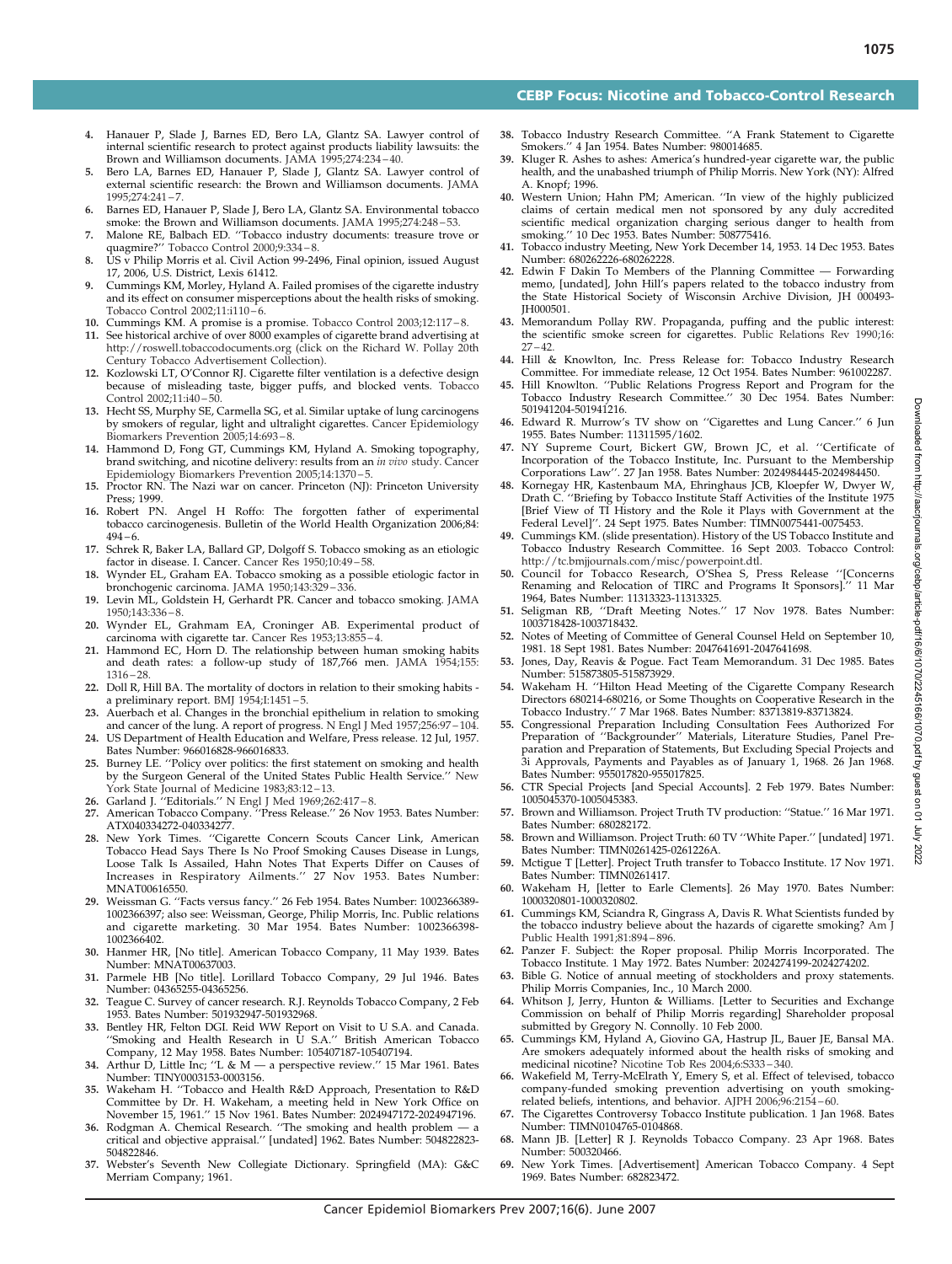4. Hanauer P, Slade J, Barnes ED, Bero LA, Glantz SA. Lawyer control of internal scientific research to protect against products liability lawsuits: the Brown and Williamson documents. JAMA 1995;274:234–40.
5. Bero LA, Barnes ED, Hanauer P, Slade J, Glantz SA. Lawyer control of external scientific research: the Brown and Williamson documents. JAMA 1995;274:241–7.
6. Barnes ED, Hanauer P, Slade J, Bero LA, Glantz SA. Environmental tobacco smoke: the Brown and Williamson documents. JAMA 1995;274:248–53.
7. Malone RE, Balbach ED. "Tobacco industry documents: treasure trove or quagmire?" Tobacco Control 2000;9:334–8.
8. US v Philip Morris et al. Civil Action 99-2496, Final opinion, issued August 17, 2006, U.S. District, Lexis 61412.
9. Cummings KM, Morley, Hyland A. Failed promises of the cigarette industry and its effect on consumer misperceptions about the health risks of smoking. Tobacco Control 2002;11:i110–6.
10. Cummings KM. A promise is a promise. Tobacco Control 2003;12:117–8.
11. See historical archive of over 8000 examples of cigarette brand advertising at http://roswell.tobaccodocuments.org (click on the Richard W. Pollay 20th Century Tobacco Advertisement Collection).
12. Kozlowski LT, O'Connor RJ. Cigarette filter ventilation is a defective design because of misleading taste, bigger puffs, and blocked vents. Tobacco Control 2002;11:i40–50.
13. Hecht SS, Murphy SE, Carmella SG, et al. Similar uptake of lung carcinogens by smokers of regular, light and ultralight cigarettes. Cancer Epidemiology Biomarkers Prevention 2005;14:693–8.
14. Hammond D, Fong GT, Cummings KM, Hyland A. Smoking topography, brand switching, and nicotine delivery: results from an *in vivo* study. Cancer Epidemiology Biomarkers Prevention 2005;14:1370–5.
15. Proctor RN. The Nazi war on cancer. Princeton (NJ): Princeton University Press; 1999.
16. Robert PN. Angel H Roffo: The forgotten father of experimental tobacco carcinogenesis. Bulletin of the World Health Organization 2006;84:494–6.
17. Schrek R, Baker LA, Ballard GP, Dolgoff S. Tobacco smoking as an etiologic factor in disease. I. Cancer. Cancer Res 1950;10:49–58.
18. Wynder EL, Graham EA. Tobacco smoking as a possible etiologic factor in bronchogenic carcinoma. JAMA 1950;143:329–336.
19. Levin ML, Goldstein H, Gerhardt PR. Cancer and tobacco smoking. JAMA 1950;143:336–8.
20. Wynder EL, Grahmam EA, Croninger AB. Experimental product of carcinoma with cigarette tar. Cancer Res 1953;13:855–4.
21. Hammond EC, Horn D. The relationship between human smoking habits and death rates: a follow-up study of 187,766 men. JAMA 1954;155:1316–28.
22. Doll R, Hill BA. The mortality of doctors in relation to their smoking habits - a preliminary report. BMJ 1954;I:1451–5.
23. Auerbach et al. Changes in the bronchial epithelium in relation to smoking and cancer of the lung. A report of progress. N Engl J Med 1957;256:97–104.
24. US Department of Health Education and Welfare, Press release. 12 Jul, 1957. Bates Number: 966016828-966016833.
25. Burney LE. "Policy over politics: the first statement on smoking and health by the Surgeon General of the United States Public Health Service." New York State Journal of Medicine 1983;83:12–13.
26. Garland J. "Editorials." N Engl J Med 1969;262:417–8.
27. American Tobacco Company. "Press Release." 26 Nov 1953. Bates Number: ATX040334272-040334277.
28. New York Times. "Cigarette Concern Scouts Cancer Link, American Tobacco Head Says There Is No Proof Smoking Causes Disease in Lungs, Loose Talk Is Assailed, Hahn Notes That Experts Differ on Causes of Increases in Respiratory Ailments." 27 Nov 1953. Bates Number: MNAT00616550.
29. Weissman G. "Facts versus fancy." 26 Feb 1954. Bates Number: 1002366389-1002366397; also see: Weissman, George, Philip Morris, Inc. Public relations and cigarette marketing. 30 Mar 1954. Bates Number: 1002366398-1002366402.
30. Hanmer HR, [No title]. American Tobacco Company, 11 May 1939. Bates Number: MNAT00637003.
31. Parmele HB [No title]. Lorillard Tobacco Company, 29 Jul 1946. Bates Number: 04365255-04365256.
32. Teague C. Survey of cancer research. R.J. Reynolds Tobacco Company, 2 Feb 1953. Bates Number: 501932947-501932968.
33. Bentley HR, Felton DGI. Reid WW Report on Visit to U S.A. and Canada. "Smoking and Health Research in U S.A." British American Tobacco Company, 12 May 1958. Bates Number: 105407187-105407194.
34. Arthur D, Little Inc; "L & M — a perspective review." 15 Mar 1961. Bates Number: TINY0003153-0003156.
35. Wakeham H. "Tobacco and Health R&D Approach, Presentation to R&D Committee by Dr. H. Wakeham, a meeting held in New York Office on November 15, 1961." 15 Nov 1961. Bates Number: 2024947172-2024947196.
36. Rodgman A. Chemical Research. "The smoking and health problem — a critical and objective appraisal." [undated] 1962. Bates Number: 504822823-504822846.
37. Webster's Seventh New Collegiate Dictionary. Springfield (MA): G&C Merriam Company; 1961.
38. Tobacco Industry Research Committee. "A Frank Statement to Cigarette Smokers." 4 Jan 1954. Bates Number: 980014685.
39. Kluger R. Ashes to ashes: America's hundred-year cigarette war, the public health, and the unabashed triumph of Philip Morris. New York (NY): Alfred A. Knopf; 1996.
40. Western Union; Hahn PM; American. "In view of the highly publicized claims of certain medical men not sponsored by any duly accredited scientific medical organization charging serious danger to health from smoking." 10 Dec 1953. Bates Number: 508775416.
41. Tobacco industry Meeting, New York December 14, 1953. 14 Dec 1953. Bates Number: 680262226-680262228.
42. Edwin F Dakin To Members of the Planning Committee — Forwarding memo, [undated], John Hill's papers related to the tobacco industry from the State Historical Society of Wisconsin Archive Division, JH 000493-JH000501.
43. Memorandum Pollay RW. Propaganda, puffing and the public interest: the scientific smoke screen for cigarettes. Public Relations Rev 1990;16:27–42.
44. Hill & Knowlton, Inc. Press Release for: Tobacco Industry Research Committee. For immediate release, 12 Oct 1954. Bates Number: 961002287.
45. Hill Knowlton. "Public Relations Progress Report and Program for the Tobacco Industry Research Committee." 30 Dec 1954. Bates Number: 501941204-501941216.
46. Edward R. Murrow's TV show on "Cigarettes and Lung Cancer." 6 Jun 1955. Bates Number: 11311595/1602.
47. NY Supreme Court, Bickert GW, Brown JC, et al. "Certificate of Incorporation of the Tobacco Institute, Inc. Pursuant to the Membership Corporations Law". 27 Jan 1958. Bates Number: 2024984445-2024984450.
48. Kornegay HR, Kastenbaum MA, Ehringhaus JCB, Kloepfer W, Dwyer W, Drath C. "Briefing by Tobacco Institute Staff Activities of the Institute 1975 [Brief View of TI History and the Role it Plays with Government at the Federal Level]". 24 Sept 1975. Bates Number: TIMN0075441-0075453.
49. Cummings KM. (slide presentation). History of the US Tobacco Institute and Tobacco Industry Research Committee. 16 Sept 2003. Tobacco Control: http://tc.bmjjournals.com/misc/powerpoint.dtl.
50. Council for Tobacco Research, O'Shea S, Press Release "[Concerns Renaming and Relocation of TIRC and Programs It Sponsors]." 11 Mar 1964, Bates Number: 11313323-11313325.
51. Seligman RB, "Draft Meeting Notes." 17 Nov 1978. Bates Number: 1003718428-1003718432.
52. Notes of Meeting of Committee of General Counsel Held on September 10, 1981. 18 Sept 1981. Bates Number: 2047641691-2047641698.
53. Jones, Day, Reavis & Pogue. Fact Team Memorandum. 31 Dec 1985. Bates Number: 515873805-515873929.
54. Wakeham H. "Hilton Head Meeting of the Cigarette Company Research Directors 680214-680216, or Some Thoughts on Cooperative Research in the Tobacco Industry." 7 Mar 1968. Bates Number: 83713819-83713824.
55. Congressional Preparation Including Consultation Fees Authorized For Preparation of "Backgrounder" Materials, Literature Studies, Panel Preparation and Preparation of Statements, But Excluding Special Projects and 3i Approvals, Payments and Payables as of January 1, 1968. 26 Jan 1968. Bates Number: 955017820-955017825.
56. CTR Special Projects [and Special Accounts]. 2 Feb 1979. Bates Number: 1005045370-1005045383.
57. Brown and Williamson. Project Truth TV production: "Statue." 16 Mar 1971. Bates Number: 680282172.
58. Brown and Williamson. Project Truth: 60 TV "White Paper." [undated] 1971. Bates Number: TIMN0261425-0261226A.
59. Mctigue T [Letter]. Project Truth transfer to Tobacco Institute. 17 Nov 1971. Bates Number: TIMN0261417.
60. Wakeham H, [letter to Earle Clements]. 26 May 1970. Bates Number: 1000320801-1000320802.
61. Cummings KM, Sciandra R, Gingrass A, Davis R. What Scientists funded by the tobacco industry believe about the hazards of cigarette smoking? Am J Public Health 1991;81:894–896.
62. Panzer F. Subject: the Roper proposal. Philip Morris Incorporated. The Tobacco Institute. 1 May 1972. Bates Number: 2024274199-2024274202.
63. Bible G. Notice of annual meeting of stockholders and proxy statements. Philip Morris Companies, Inc., 10 March 2000.
64. Whitson J, Jerry, Hunton & Williams. [Letter to Securities and Exchange Commission on behalf of Philip Morris regarding] Shareholder proposal submitted by Gregory N. Connolly. 10 Feb 2000.
65. Cummings KM, Hyland A, Giovino GA, Hastrup JL, Bauer JE, Bansal MA. Are smokers adequately informed about the health risks of smoking and medicinal nicotine? Nicotine Tob Res 2004;6:S333–340.
66. Wakefield M, Terry-McElrath Y, Emery S, et al. Effect of televised, tobacco company-funded smoking prevention advertising on youth smoking-related beliefs, intentions, and behavior. AJPH 2006;96:2154–60.
67. The Cigarettes Controversy Tobacco Institute publication. 1 Jan 1968. Bates Number: TIMN0104765-0104868.
68. Mann JB. [Letter] R J. Reynolds Tobacco Company. 23 Apr 1968. Bates Number: 500320466.
69. New York Times. [Advertisement] American Tobacco Company. 4 Sept 1969. Bates Number: 682823472.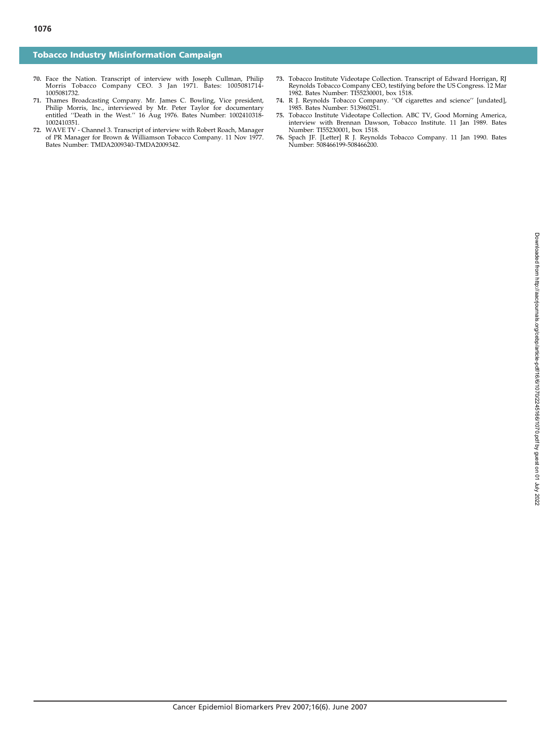70. Face the Nation. Transcript of interview with Joseph Cullman, Philip Morris Tobacco Company CEO. 3 Jan 1971. Bates: 1005081714-1005081732.
71. Thames Broadcasting Company. Mr. James C. Bowling, Vice president, Philip Morris, Inc., interviewed by Mr. Peter Taylor for documentary entitled ''Death in the West.'' 16 Aug 1976. Bates Number: 1002410318-1002410351.
72. WAVE TV - Channel 3. Transcript of interview with Robert Roach, Manager of PR Manager for Brown & Williamson Tobacco Company. 11 Nov 1977. Bates Number: TMDA2009340-TMDA2009342.
73. Tobacco Institute Videotape Collection. Transcript of Edward Horrigan, RJ Reynolds Tobacco Company CEO, testifying before the US Congress. 12 Mar 1982. Bates Number: TI55230001, box 1518.
74. R J. Reynolds Tobacco Company. ''Of cigarettes and science'' [undated], 1985. Bates Number: 513960251.
75. Tobacco Institute Videotape Collection. ABC TV, Good Morning America, interview with Brennan Dawson, Tobacco Institute. 11 Jan 1989. Bates Number: TI55230001, box 1518.
76. Spach JF. [Letter] R J. Reynolds Tobacco Company. 11 Jan 1990. Bates Number: 508466199-508466200.